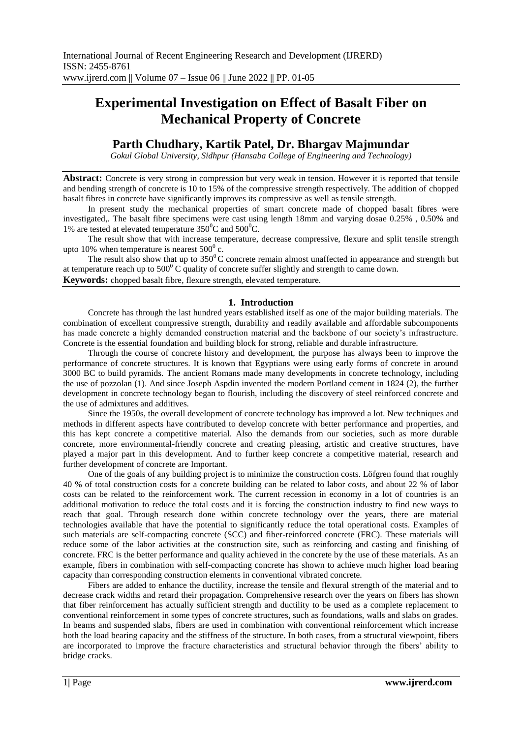# Experimental Investigation on Effect of Basalt Fiber on Mechanical Property of Concrete

## Parth Chudhary, Kartik Patel, Dr. Bhargav Majmundar

*Gokul Global University, Sidhpur (Hansaba College of Engineering and Technology)*

**Abstract:** Concrete is very strong in compression but very weak in tension. However it is reported that tensile and bending strength of concrete is 10 to 15% of the compressive strength respectively. The addition of chopped basalt fibres in concrete have significantly improves its compressive as well as tensile strength.

In present study the mechanical properties of smart concrete made of chopped basalt fibres were investigated,. The basalt fibre specimens were cast using length 18mm and varying dosae 0.25% , 0.50% and 1% are tested at elevated temperature $350^0$C and $500^0$C.

The result show that with increase temperature, decrease compressive, flexure and split tensile strength upto 10% when temperature is nearest $500^0$ c.

The result also show that up to $350^0$C concrete remain almost unaffected in appearance and strength but at temperature reach up to $500^0$ C quality of concrete suffer slightly and strength to came down.

**Keywords:** chopped basalt fibre, flexure strength, elevated temperature.

## 1. Introduction

Concrete has through the last hundred years established itself as one of the major building materials. The combination of excellent compressive strength, durability and readily available and affordable subcomponents has made concrete a highly demanded construction material and the backbone of our society's infrastructure. Concrete is the essential foundation and building block for strong, reliable and durable infrastructure.

Through the course of concrete history and development, the purpose has always been to improve the performance of concrete structures. It is known that Egyptians were using early forms of concrete in around 3000 BC to build pyramids. The ancient Romans made many developments in concrete technology, including the use of pozzolan (1). And since Joseph Aspdin invented the modern Portland cement in 1824 (2), the further development in concrete technology began to flourish, including the discovery of steel reinforced concrete and the use of admixtures and additives.

Since the 1950s, the overall development of concrete technology has improved a lot. New techniques and methods in different aspects have contributed to develop concrete with better performance and properties, and this has kept concrete a competitive material. Also the demands from our societies, such as more durable concrete, more environmental-friendly concrete and creating pleasing, artistic and creative structures, have played a major part in this development. And to further keep concrete a competitive material, research and further development of concrete are Important.

One of the goals of any building project is to minimize the construction costs. Löfgren found that roughly 40 % of total construction costs for a concrete building can be related to labor costs, and about 22 % of labor costs can be related to the reinforcement work. The current recession in economy in a lot of countries is an additional motivation to reduce the total costs and it is forcing the construction industry to find new ways to reach that goal. Through research done within concrete technology over the years, there are material technologies available that have the potential to significantly reduce the total operational costs. Examples of such materials are self-compacting concrete (SCC) and fiber-reinforced concrete (FRC). These materials will reduce some of the labor activities at the construction site, such as reinforcing and casting and finishing of concrete. FRC is the better performance and quality achieved in the concrete by the use of these materials. As an example, fibers in combination with self-compacting concrete has shown to achieve much higher load bearing capacity than corresponding construction elements in conventional vibrated concrete.

Fibers are added to enhance the ductility, increase the tensile and flexural strength of the material and to decrease crack widths and retard their propagation. Comprehensive research over the years on fibers has shown that fiber reinforcement has actually sufficient strength and ductility to be used as a complete replacement to conventional reinforcement in some types of concrete structures, such as foundations, walls and slabs on grades. In beams and suspended slabs, fibers are used in combination with conventional reinforcement which increase both the load bearing capacity and the stiffness of the structure. In both cases, from a structural viewpoint, fibers are incorporated to improve the fracture characteristics and structural behavior through the fibers' ability to bridge cracks.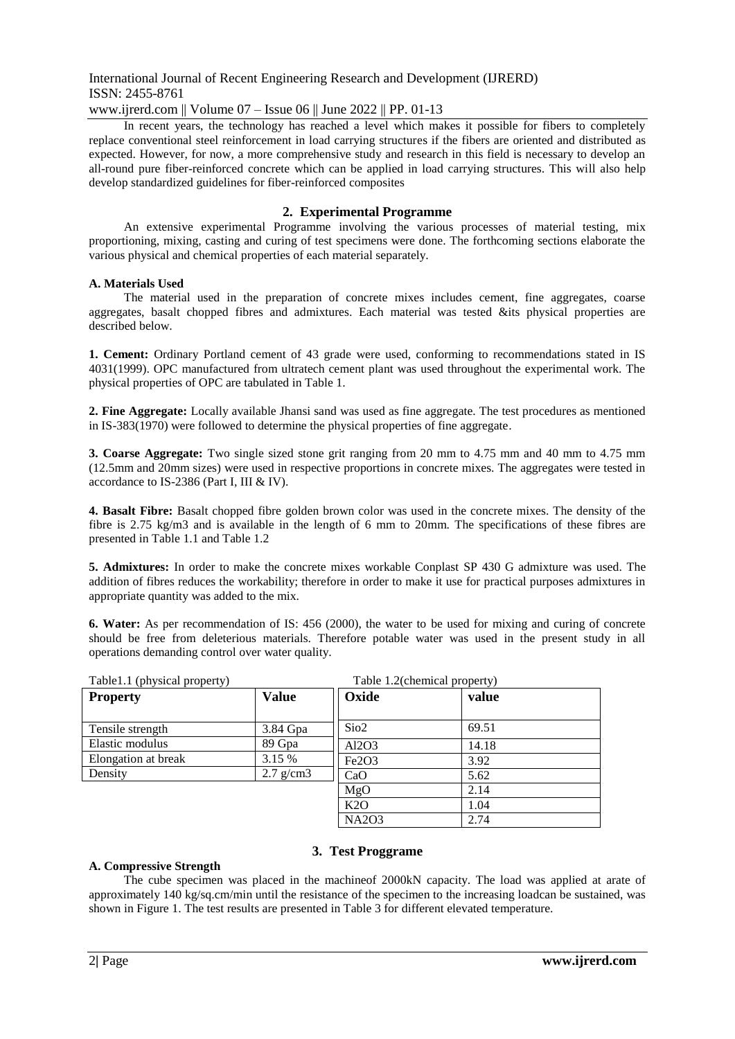In recent years, the technology has reached a level which makes it possible for fibers to completely replace conventional steel reinforcement in load carrying structures if the fibers are oriented and distributed as expected. However, for now, a more comprehensive study and research in this field is necessary to develop an all-round pure fiber-reinforced concrete which can be applied in load carrying structures. This will also help develop standardized guidelines for fiber-reinforced composites

## 2. Experimental Programme

An extensive experimental Programme involving the various processes of material testing, mix proportioning, mixing, casting and curing of test specimens were done. The forthcoming sections elaborate the various physical and chemical properties of each material separately.

### A. Materials Used

The material used in the preparation of concrete mixes includes cement, fine aggregates, coarse aggregates, basalt chopped fibres and admixtures. Each material was tested &its physical properties are described below.

**1. Cement:** Ordinary Portland cement of 43 grade were used, conforming to recommendations stated in IS 4031(1999). OPC manufactured from ultratech cement plant was used throughout the experimental work. The physical properties of OPC are tabulated in Table 1.

**2. Fine Aggregate:** Locally available Jhansi sand was used as fine aggregate. The test procedures as mentioned in IS-383(1970) were followed to determine the physical properties of fine aggregate.

**3. Coarse Aggregate:** Two single sized stone grit ranging from 20 mm to 4.75 mm and 40 mm to 4.75 mm (12.5mm and 20mm sizes) were used in respective proportions in concrete mixes. The aggregates were tested in accordance to IS-2386 (Part I, III & IV).

**4. Basalt Fibre:** Basalt chopped fibre golden brown color was used in the concrete mixes. The density of the fibre is 2.75 kg/m3 and is available in the length of 6 mm to 20mm. The specifications of these fibres are presented in Table 1.1 and Table 1.2

**5. Admixtures:** In order to make the concrete mixes workable Conplast SP 430 G admixture was used. The addition of fibres reduces the workability; therefore in order to make it use for practical purposes admixtures in appropriate quantity was added to the mix.

**6. Water:** As per recommendation of IS: 456 (2000), the water to be used for mixing and curing of concrete should be free from deleterious materials. Therefore potable water was used in the present study in all operations demanding control over water quality.

Table1.1 (physical property)

| Property | Value |
|---|---|
| Tensile strength | 3.84 Gpa |
| Elastic modulus | 89 Gpa |
| Elongation at break | 3.15 % |
| Density | 2.7 g/cm3 |

Table 1.2(chemical property)

| Oxide | value |
|---|---|
| $SiO_2$ | 69.51 |
| $Al_2O_3$ | 14.18 |
| $Fe_2O_3$ | 3.92 |
| CaO | 5.62 |
| MgO | 2.14 |
| $K_2O$ | 1.04 |
| $NA_2O_3$ | 2.74 |

## 3. Test Proggrame

### A. Compressive Strength

The cube specimen was placed in the machineof 2000kN capacity. The load was applied at arate of approximately 140 kg/sq.cm/min until the resistance of the specimen to the increasing loadcan be sustained, was shown in Figure 1. The test results are presented in Table 3 for different elevated temperature.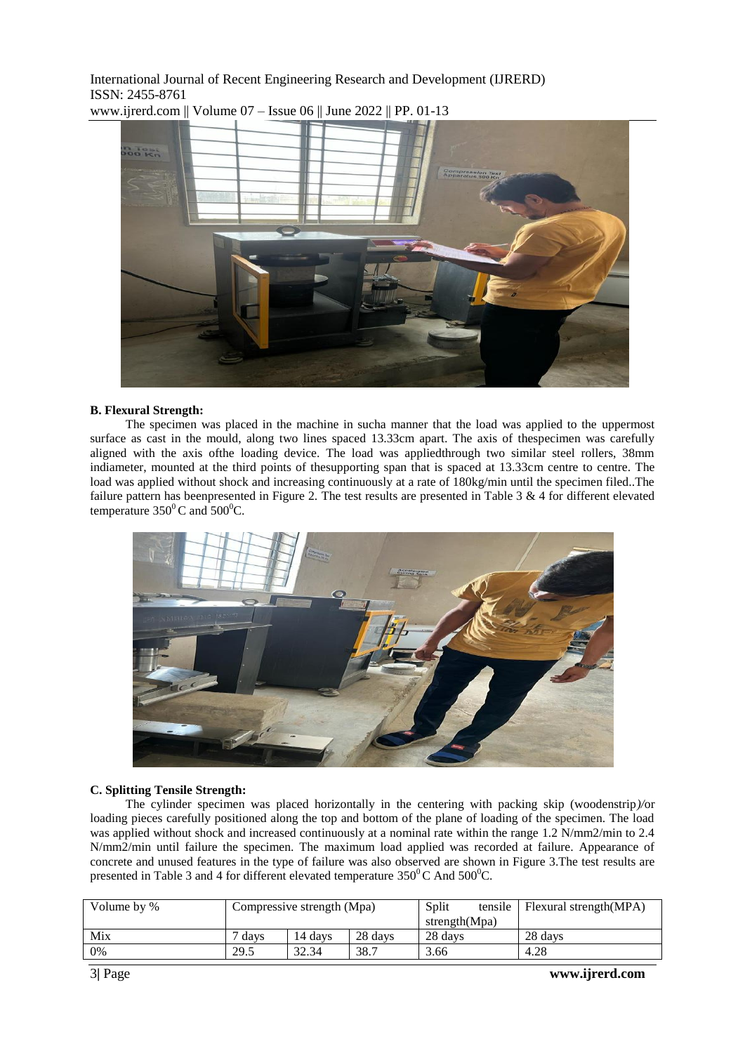### B. Flexural Strength:

The specimen was placed in the machine in sucha manner that the load was applied to the uppermost surface as cast in the mould, along two lines spaced 13.33cm apart. The axis of thespecimen was carefully aligned with the axis ofthe loading device. The load was appliedthrough two similar steel rollers, 38mm indiameter, mounted at the third points of thesupporting span that is spaced at 13.33cm centre to centre. The load was applied without shock and increasing continuously at a rate of 180kg/min until the specimen filed..The failure pattern has beenpresented in Figure 2. The test results are presented in Table 3 & 4 for different elevated temperature $350^0$C and $500^0$C.

### C. Splitting Tensile Strength:

The cylinder specimen was placed horizontally in the centering with packing skip (woodenstrip)/or loading pieces carefully positioned along the top and bottom of the plane of loading of the specimen. The load was applied without shock and increased continuously at a nominal rate within the range 1.2 N/mm2/min to 2.4 N/mm2/min until failure the specimen. The maximum load applied was recorded at failure. Appearance of concrete and unused features in the type of failure was also observed are shown in Figure 3.The test results are presented in Table 3 and 4 for different elevated temperature $350^0$C And $500^0$C.

| Volume by % | Compressive strength (Mpa) | | | Split tensile strength(Mpa) | Flexural strength(MPA) |
|---|---|---|---|---|---|
| Mix | 7 days | 14 days | 28 days | 28 days | 28 days |
| 0% | 29.5 | 32.34 | 38.7 | 3.66 | 4.28 |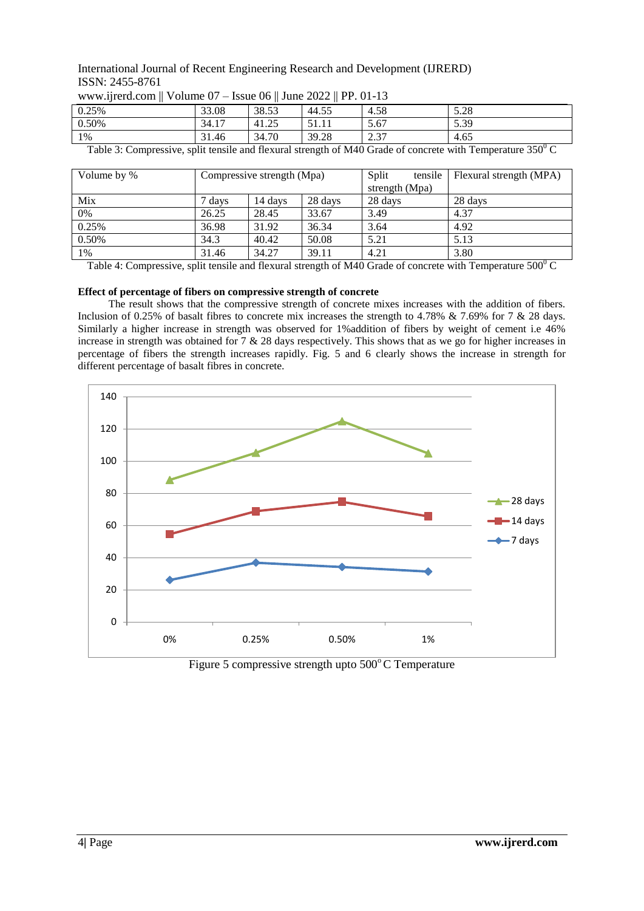| 0.25% | 33.08 | 38.53 | 44.55 | 4.58 | 5.28 |
|---|---|---|---|---|---|
| 0.50% | 34.17 | 41.25 | 51.11 | 5.67 | 5.39 |
| 1% | 31.46 | 34.70 | 39.28 | 2.37 | 4.65 |

Table 3: Compressive, split tensile and flexural strength of M40 Grade of concrete with Temperature $350^0$ C

| Volume by % | Compressive strength (Mpa) | | | Split tensile strength (Mpa) | Flexural strength (MPA) |
|---|---|---|---|---|---|
| Mix | 7 days | 14 days | 28 days | 28 days | 28 days |
| 0% | 26.25 | 28.45 | 33.67 | 3.49 | 4.37 |
| 0.25% | 36.98 | 31.92 | 36.34 | 3.64 | 4.92 |
| 0.50% | 34.3 | 40.42 | 50.08 | 5.21 | 5.13 |
| 1% | 31.46 | 34.27 | 39.11 | 4.21 | 3.80 |

Table 4: Compressive, split tensile and flexural strength of M40 Grade of concrete with Temperature $500^0$ C

**Effect of percentage of fibers on compressive strength of concrete**

The result shows that the compressive strength of concrete mixes increases with the addition of fibers. Inclusion of 0.25% of basalt fibres to concrete mix increases the strength to 4.78% & 7.69% for 7 & 28 days. Similarly a higher increase in strength was observed for 1%addition of fibers by weight of cement i.e 46% increase in strength was obtained for 7 & 28 days respectively. This shows that as we go for higher increases in percentage of fibers the strength increases rapidly. Fig. 5 and 6 clearly shows the increase in strength for different percentage of basalt fibres in concrete.

Figure 5 compressive strength upto $500^o$ C Temperature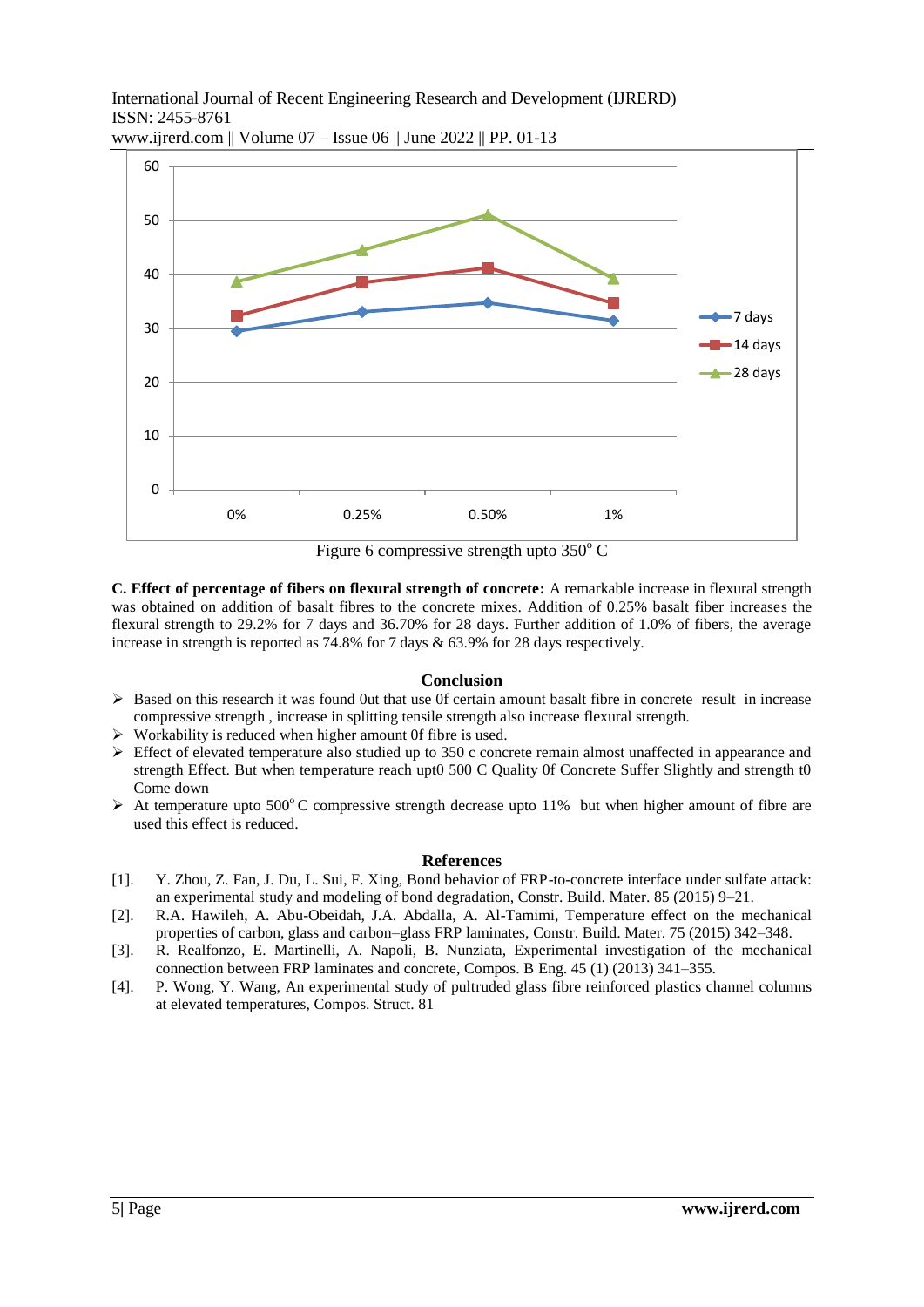60
50
40
30
20
10
0

0%
0.25%
0.50%
1%

7 days
14 days
28 days

Figure 6 compressive strength upto 350$^{o}$ C

**C. Effect of percentage of fibers on flexural strength of concrete:** A remarkable increase in flexural strength was obtained on addition of basalt fibres to the concrete mixes. Addition of 0.25% basalt fiber increases the flexural strength to 29.2% for 7 days and 36.70% for 28 days. Further addition of 1.0% of fibers, the average increase in strength is reported as 74.8% for 7 days & 63.9% for 28 days respectively.

## Conclusion

- Based on this research it was found 0ut that use 0f certain amount basalt fibre in concrete result in increase compressive strength , increase in splitting tensile strength also increase flexural strength.
- Workability is reduced when higher amount 0f fibre is used.
- Effect of elevated temperature also studied up to 350 c concrete remain almost unaffected in appearance and strength Effect. But when temperature reach upt0 500 C Quality 0f Concrete Suffer Slightly and strength t0 Come down
- At temperature upto 500$^{o}$ C compressive strength decrease upto 11% but when higher amount of fibre are used this effect is reduced.

## References

[1]. Y. Zhou, Z. Fan, J. Du, L. Sui, F. Xing, Bond behavior of FRP-to-concrete interface under sulfate attack: an experimental study and modeling of bond degradation, Constr. Build. Mater. 85 (2015) 9–21.

[2]. R.A. Hawileh, A. Abu-Obeidah, J.A. Abdalla, A. Al-Tamimi, Temperature effect on the mechanical properties of carbon, glass and carbon–glass FRP laminates, Constr. Build. Mater. 75 (2015) 342–348.

[3]. R. Realfonzo, E. Martinelli, A. Napoli, B. Nunziata, Experimental investigation of the mechanical connection between FRP laminates and concrete, Compos. B Eng. 45 (1) (2013) 341–355.

[4]. P. Wong, Y. Wang, An experimental study of pultruded glass fibre reinforced plastics channel columns at elevated temperatures, Compos. Struct. 81